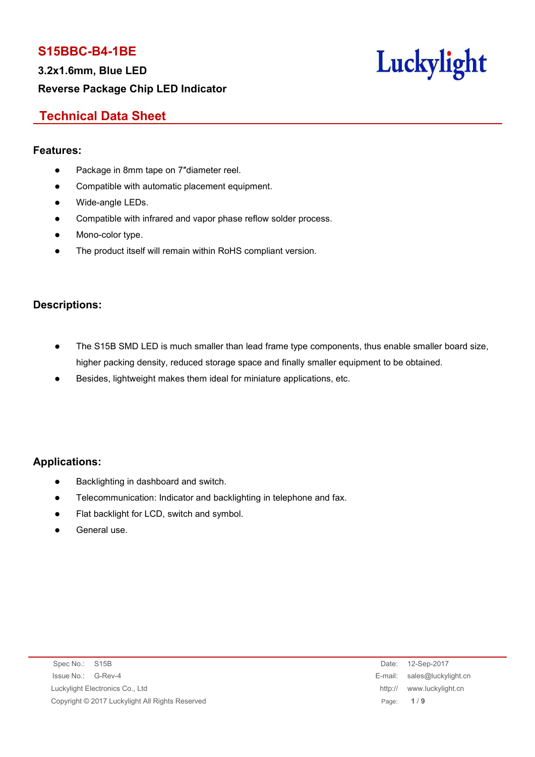# S15BBC-B4-1BE

**3.2x1.6mm, Blue LED**

**Reverse Package Chip LED Indicator**

Luckylight

## Technical Data Sheet

### Features:

- Package in 8mm tape on 7″diameter reel.
- Compatible with automatic placement equipment.
- Wide-angle LEDs.
- Compatible with infrared and vapor phase reflow solder process.
- Mono-color type.
- The product itself will remain within RoHS compliant version.

### Descriptions:

- The S15B SMD LED is much smaller than lead frame type components, thus enable smaller board size, higher packing density, reduced storage space and finally smaller equipment to be obtained.
- Besides, lightweight makes them ideal for miniature applications, etc.

### Applications:

- Backlighting in dashboard and switch.
- Telecommunication: Indicator and backlighting in telephone and fax.
- Flat backlight for LCD, switch and symbol.
- General use.

Spec No.: S15B
Issue No.: G-Rev-4
Luckylight Electronics Co., Ltd
Copyright © 2017 Luckylight All Rights Reserved

Date: 12-Sep-2017
E-mail: sales@luckylight.cn
http:// www.luckylight.cn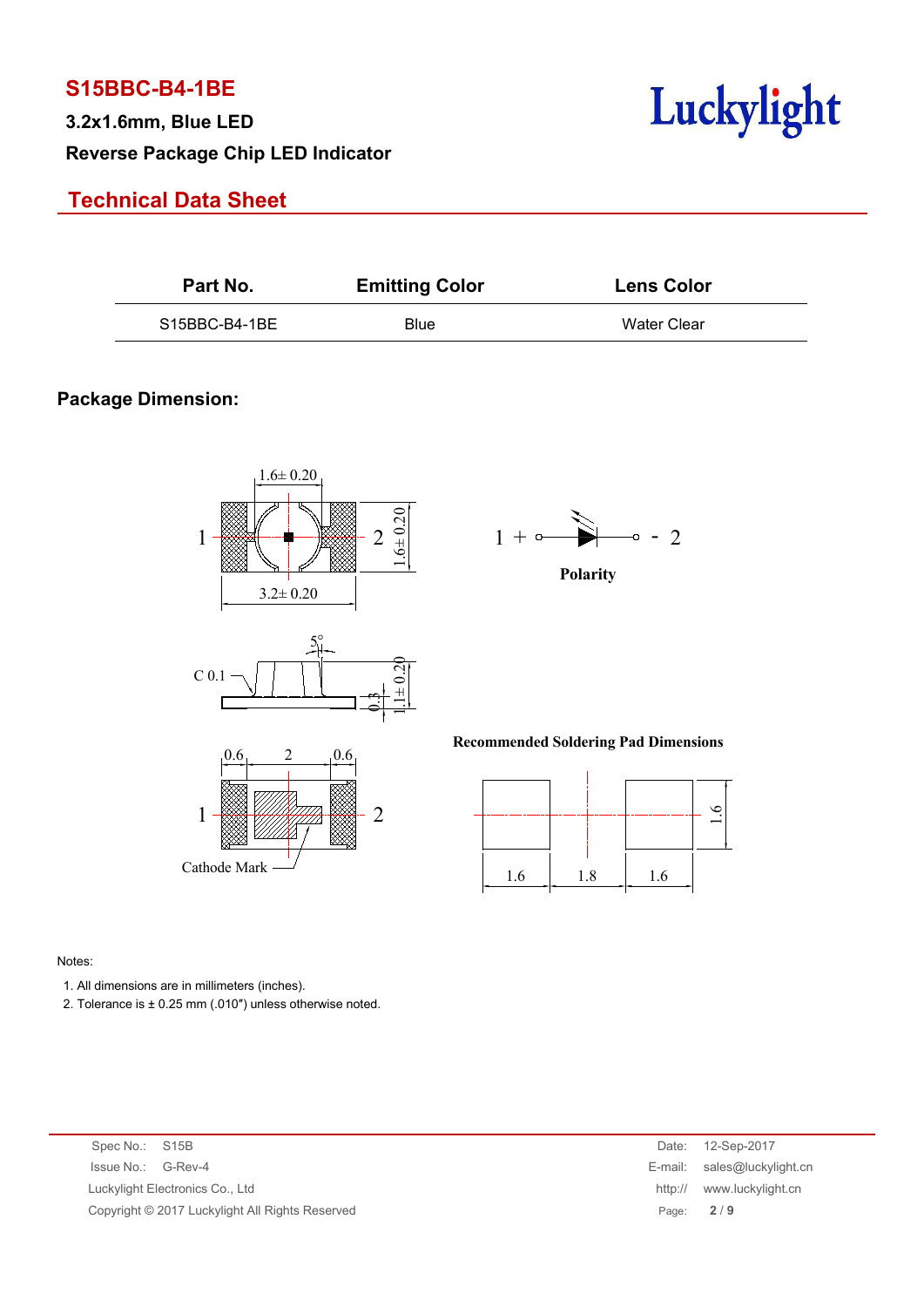# S15BBC-B4-1BE

**3.2x1.6mm, Blue LED**

**Reverse Package Chip LED Indicator**

## Technical Data Sheet

| Part No. | Emitting Color | Lens Color |
|---|---|---|
| S15BBC-B4-1BE | Blue | Water Clear |

### Package Dimension:

Polarity

Recommended Soldering Pad Dimensions

Notes:

1. All dimensions are in millimeters (inches).
2. Tolerance is ± 0.25 mm (.010″) unless otherwise noted.

Spec No.: S15B
Issue No.: G-Rev-4
Luckylight Electronics Co., Ltd
Copyright © 2017 Luckylight All Rights Reserved

Date: 12-Sep-2017
E-mail: sales@luckylight.cn
http:// www.luckylight.cn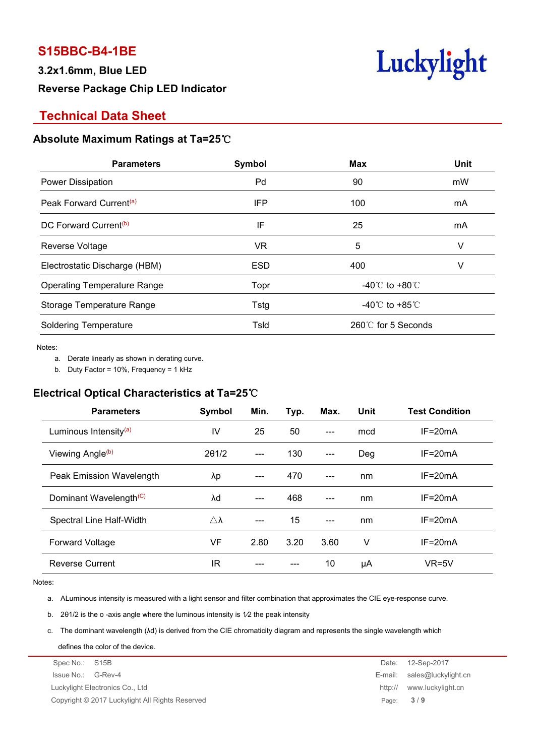# S15BBC-B4-1BE

**3.2x1.6mm, Blue LED**

**Reverse Package Chip LED Indicator**

## Technical Data Sheet

### Absolute Maximum Ratings at Ta=25℃

| Parameters | Symbol | Max | Unit |
|---|---|---|---|
| Power Dissipation | Pd | 90 | mW |
| Peak Forward Current[a] | IFP | 100 | mA |
| DC Forward Current[b] | IF | 25 | mA |
| Reverse Voltage | VR | 5 | V |
| Electrostatic Discharge (HBM) | ESD | 400 | V |
| Operating Temperature Range | Topr | -40℃ to +80℃ | |
| Storage Temperature Range | Tstg | -40℃ to +85℃ | |
| Soldering Temperature | Tsld | 260℃ for 5 Seconds | |

Notes:

a. Derate linearly as shown in derating curve.
b. Duty Factor = 10%, Frequency = 1 kHz

### Electrical Optical Characteristics at Ta=25℃

| Parameters | Symbol | Min. | Typ. | Max. | Unit | Test Condition |
|---|---|---|---|---|---|---|
| Luminous Intensity[a] | IV | 25 | 50 | --- | mcd | IF=20mA |
| Viewing Angle[b] | 2θ1/2 | --- | 130 | --- | Deg | IF=20mA |
| Peak Emission Wavelength | λp | --- | 470 | --- | nm | IF=20mA |
| Dominant Wavelength[C] | λd | --- | 468 | --- | nm | IF=20mA |
| Spectral Line Half-Width | △λ | --- | 15 | --- | nm | IF=20mA |
| Forward Voltage | VF | 2.80 | 3.20 | 3.60 | V | IF=20mA |
| Reverse Current | IR | --- | --- | 10 | μA | VR=5V |

Notes:

a. ALuminous intensity is measured with a light sensor and filter combination that approximates the CIE eye-response curve.

b. 2θ1/2 is the o -axis angle where the luminous intensity is 1⁄2 the peak intensity

c. The dominant wavelength (λd) is derived from the CIE chromaticity diagram and represents the single wavelength which defines the color of the device.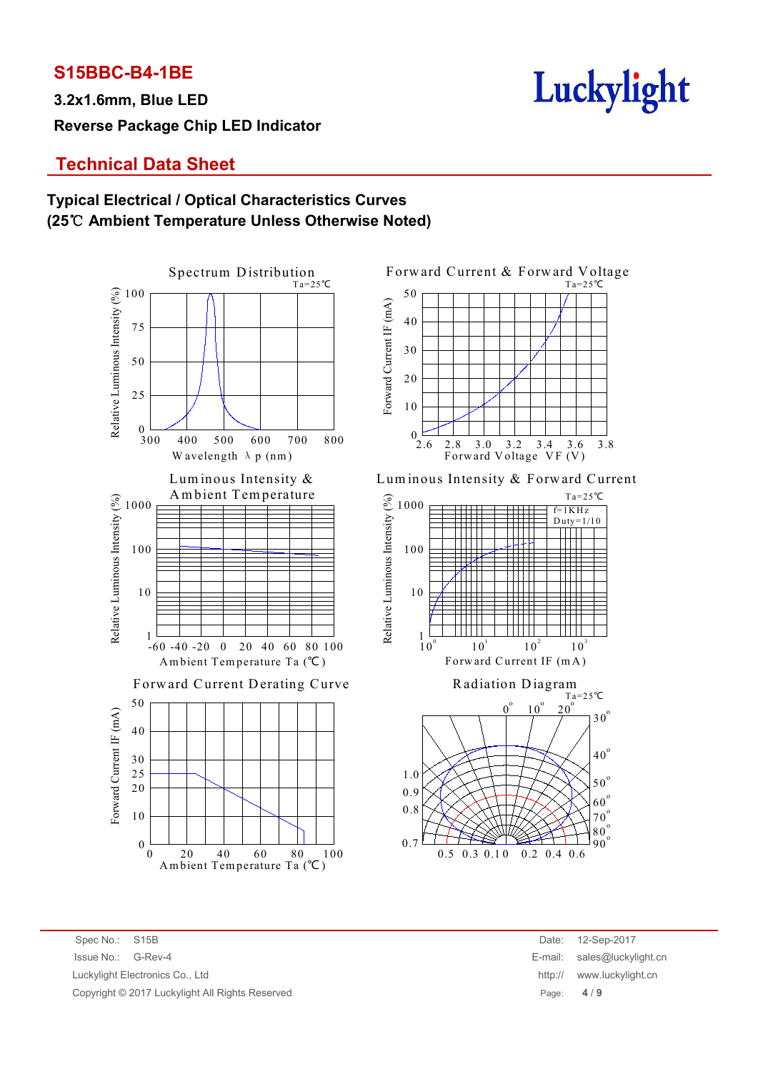**S15BBC-B4-1BE**

**3.2x1.6mm, Blue LED**

**Reverse Package Chip LED Indicator**

## Technical Data Sheet

### Typical Electrical / Optical Characteristics Curves
### (25℃ Ambient Temperature Unless Otherwise Noted)

Spectrum Distribution
Ta=25℃
Relative Luminous Intensity (%)
Wavelength λ p (nm)

Forward Current & Forward Voltage
Ta=25℃
Forward Current IF (mA)
Forward Voltage VF (V)

Luminous Intensity & Ambient Temperature
Relative Luminous Intensity (%)
Ambient Temperature Ta (℃)

Luminous Intensity & Forward Current
Ta=25℃
f=1KHz
Duty=1/10
Relative Luminous Intensity (%)
Forward Current IF (mA)

Forward Current Derating Curve
Forward Current IF (mA)
Ambient Temperature Ta (℃)

Radiation Diagram
Ta=25℃

| Spec No.: | S15B | Date: | 12-Sep-2017 |
|---|---|---|---|
| Issue No.: | G-Rev-4 | E-mail: | sales@luckylight.cn |
| Luckylight Electronics Co., Ltd | | http:// | www.luckylight.cn |
| Copyright © 2017 Luckylight All Rights Reserved | | | |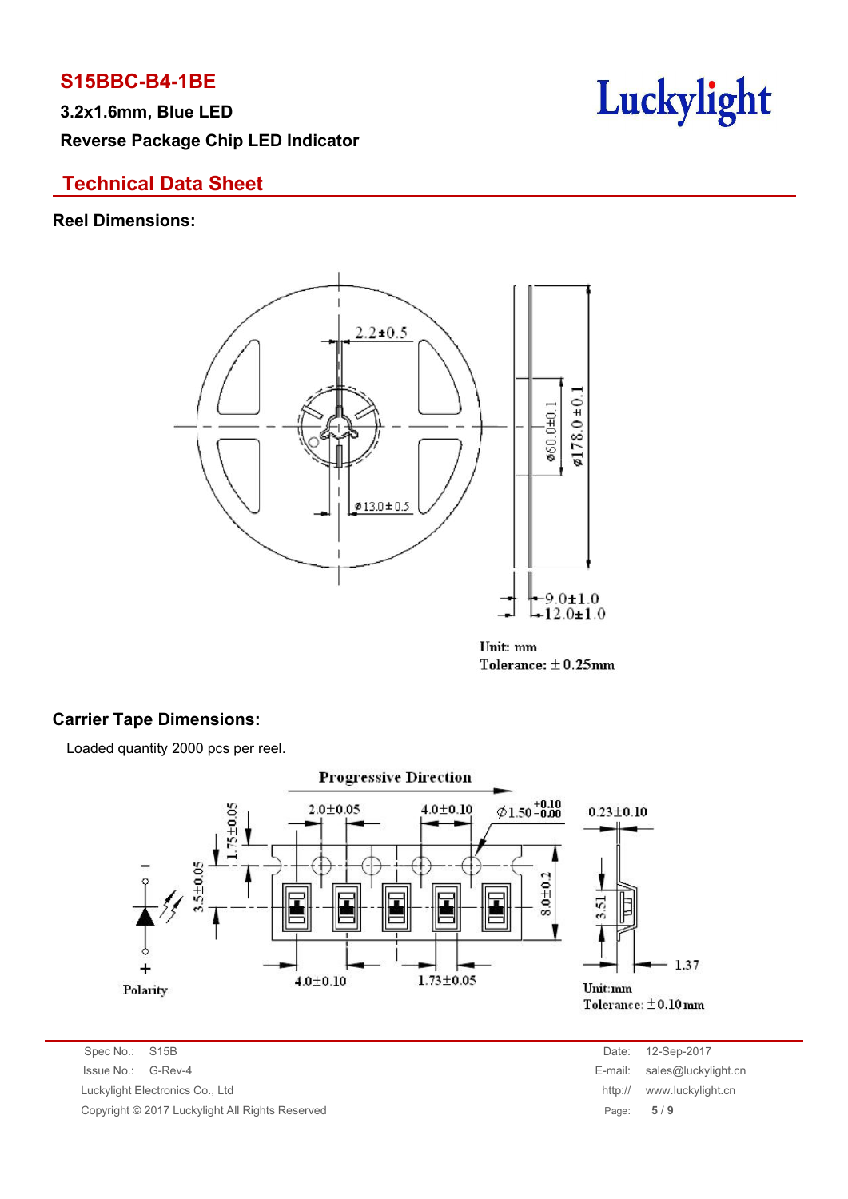# S15BBC-B4-1BE

**3.2x1.6mm, Blue LED**

**Reverse Package Chip LED Indicator**

## Technical Data Sheet

### Reel Dimensions:

2.2±0.5

⌀13.0±0.5

⌀60.0±0.1

⌀178.0±0.1

9.0±1.0

12.0±1.0

Unit: mm

Tolerance: ±0.25mm

### Carrier Tape Dimensions:

Loaded quantity 2000 pcs per reel.

Progressive Direction

2.0±0.05

4.0±0.10

⌀1.50 $^{+0.10}_{-0.00}$

0.23±0.10

1.75±0.05

3.5±0.05

8.0±0.2

3.51

1.37

4.0±0.10

1.73±0.05

Polarity

Unit:mm

Tolerance: ±0.10mm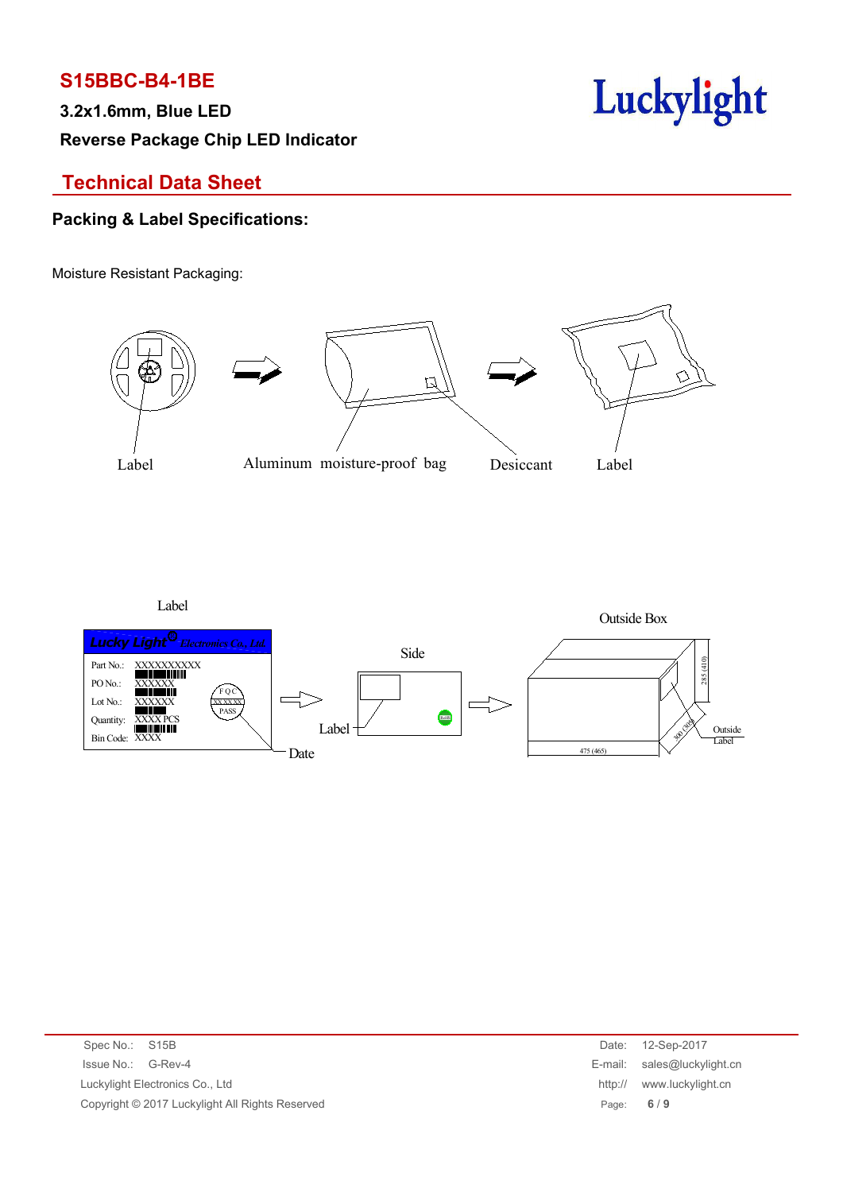# S15BBC-B4-1BE

**3.2x1.6mm, Blue LED**

**Reverse Package Chip LED Indicator**

## Technical Data Sheet

### Packing & Label Specifications:

Moisture Resistant Packaging:

Label    Aluminum moisture-proof bag    Desiccant    Label

Label

Lucky Light Electronics Co., Ltd.

Part No.: XXXXXXXXXX

PO No.: XXXXXX

Lot No.: XXXXXX

Quantity: XXXX PCS

Bin Code: XXXX

FQC XXXXX PASS

Date

Side

Label

Outside Box

285 (410)

300 (365)

475 (465)

Outside Label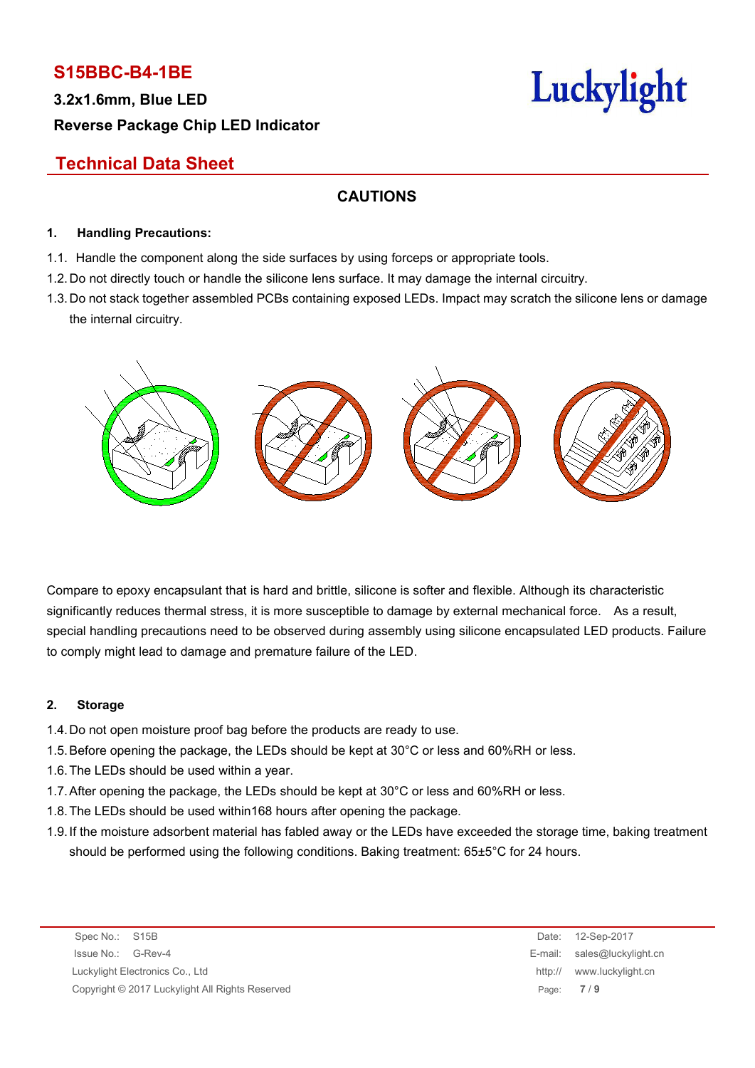## CAUTIONS

### 1. Handling Precautions:

1.1. Handle the component along the side surfaces by using forceps or appropriate tools.

1.2. Do not directly touch or handle the silicone lens surface. It may damage the internal circuitry.

1.3. Do not stack together assembled PCBs containing exposed LEDs. Impact may scratch the silicone lens or damage the internal circuitry.

Compare to epoxy encapsulant that is hard and brittle, silicone is softer and flexible. Although its characteristic significantly reduces thermal stress, it is more susceptible to damage by external mechanical force. As a result, special handling precautions need to be observed during assembly using silicone encapsulated LED products. Failure to comply might lead to damage and premature failure of the LED.

### 2. Storage

1.4. Do not open moisture proof bag before the products are ready to use.

1.5. Before opening the package, the LEDs should be kept at 30°C or less and 60%RH or less.

1.6. The LEDs should be used within a year.

1.7. After opening the package, the LEDs should be kept at 30°C or less and 60%RH or less.

1.8. The LEDs should be used within168 hours after opening the package.

1.9. If the moisture adsorbent material has fabled away or the LEDs have exceeded the storage time, baking treatment should be performed using the following conditions. Baking treatment: 65±5°C for 24 hours.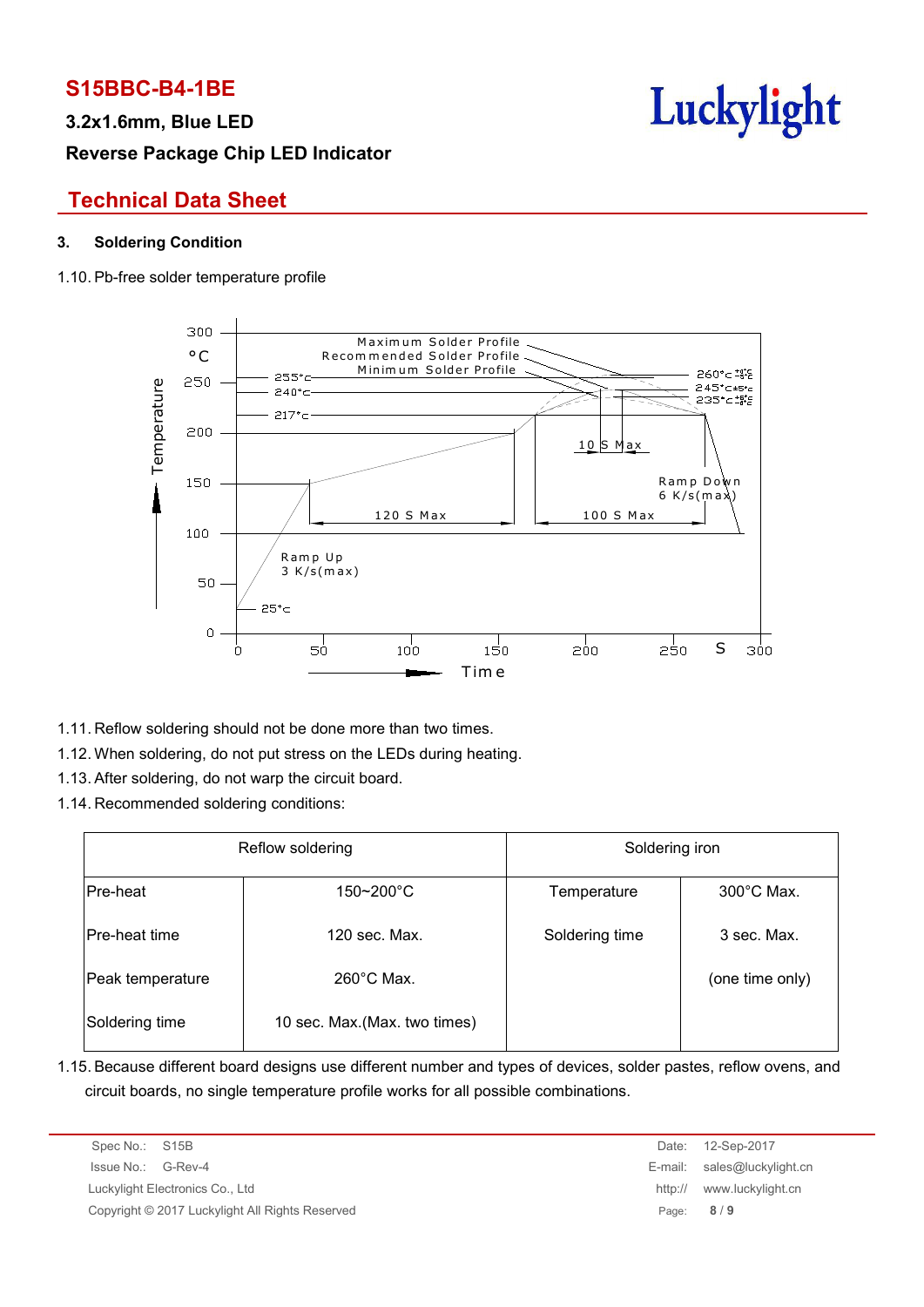### 3. Soldering Condition

1.10. Pb-free solder temperature profile

1.11. Reflow soldering should not be done more than two times.

1.12. When soldering, do not put stress on the LEDs during heating.

1.13. After soldering, do not warp the circuit board.

1.14. Recommended soldering conditions:

| Reflow soldering | | Soldering iron | |
|---|---|---|---|
| Pre-heat | 150~200°C | Temperature | 300°C Max. |
| Pre-heat time | 120 sec. Max. | Soldering time | 3 sec. Max. |
| Peak temperature | 260°C Max. | | (one time only) |
| Soldering time | 10 sec. Max.(Max. two times) | | |

1.15. Because different board designs use different number and types of devices, solder pastes, reflow ovens, and circuit boards, no single temperature profile works for all possible combinations.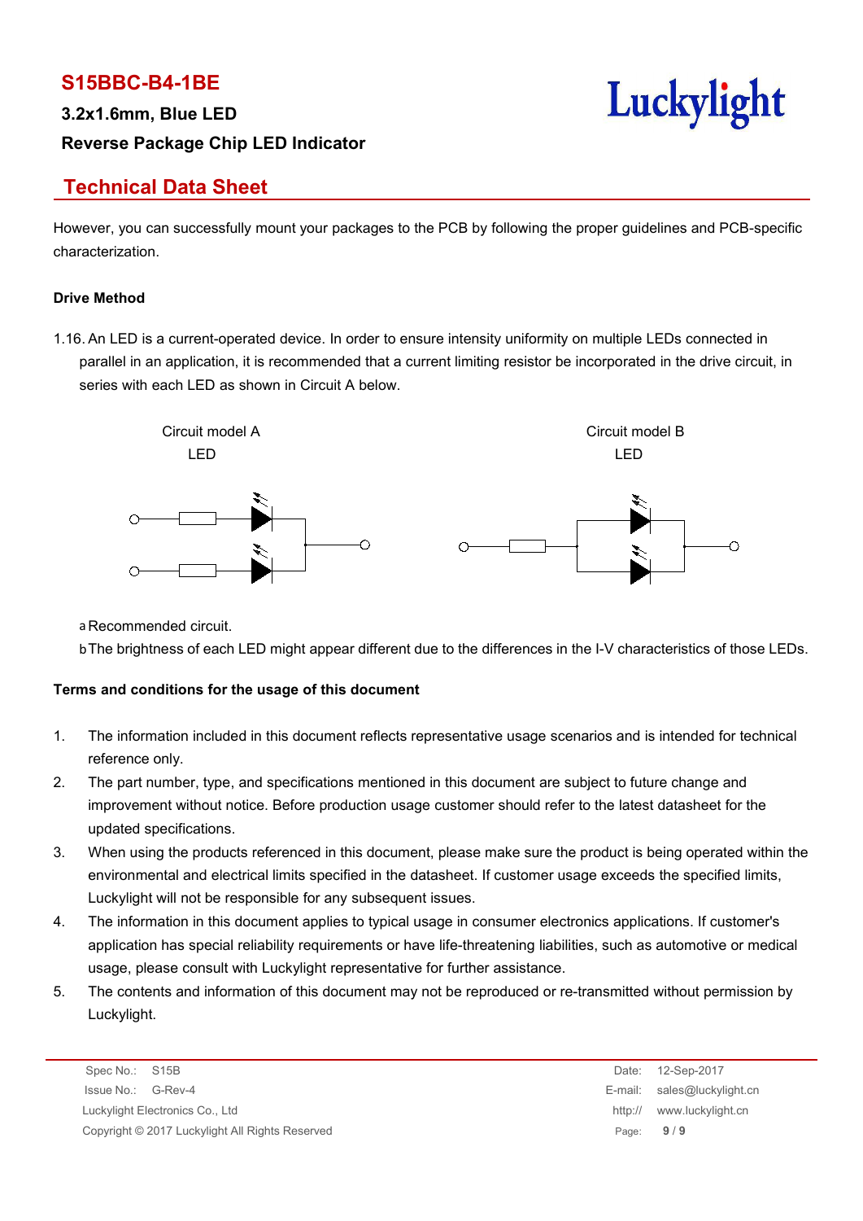However, you can successfully mount your packages to the PCB by following the proper guidelines and PCB-specific characterization.

**Drive Method**

1.16. An LED is a current-operated device. In order to ensure intensity uniformity on multiple LEDs connected in parallel in an application, it is recommended that a current limiting resistor be incorporated in the drive circuit, in series with each LED as shown in Circuit A below.

Circuit model A
LED

Circuit model B
LED

a Recommended circuit.

b The brightness of each LED might appear different due to the differences in the I-V characteristics of those LEDs.

**Terms and conditions for the usage of this document**

1. The information included in this document reflects representative usage scenarios and is intended for technical reference only.
2. The part number, type, and specifications mentioned in this document are subject to future change and improvement without notice. Before production usage customer should refer to the latest datasheet for the updated specifications.
3. When using the products referenced in this document, please make sure the product is being operated within the environmental and electrical limits specified in the datasheet. If customer usage exceeds the specified limits, Luckylight will not be responsible for any subsequent issues.
4. The information in this document applies to typical usage in consumer electronics applications. If customer's application has special reliability requirements or have life-threatening liabilities, such as automotive or medical usage, please consult with Luckylight representative for further assistance.
5. The contents and information of this document may not be reproduced or re-transmitted without permission by Luckylight.